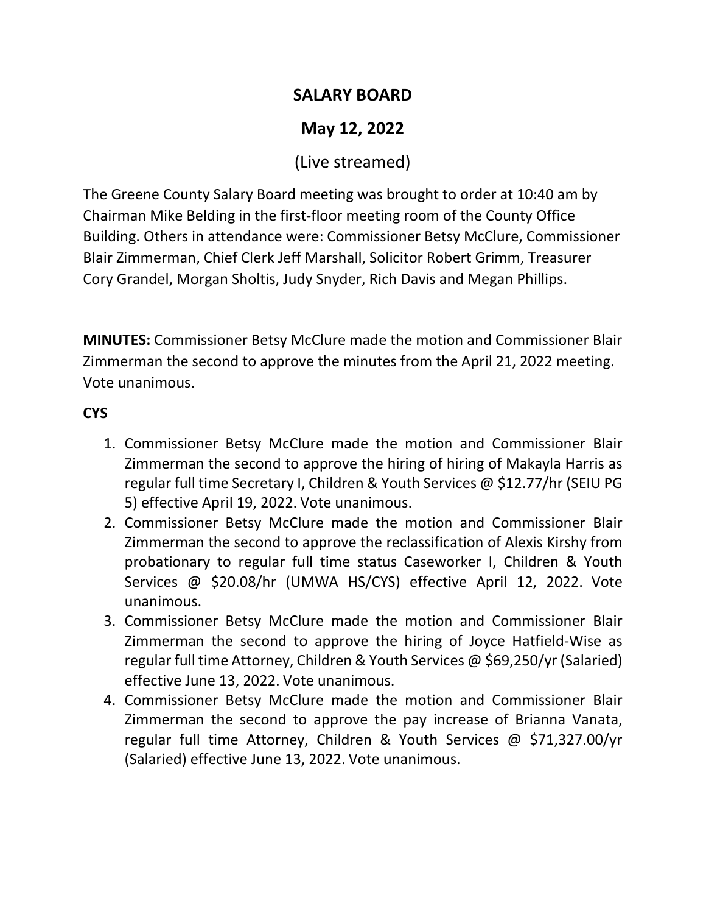# SALARY BOARD

## May 12, 2022

(Live streamed)

The Greene County Salary Board meeting was brought to order at 10:40 am by Chairman Mike Belding in the first-floor meeting room of the County Office Building. Others in attendance were: Commissioner Betsy McClure, Commissioner Blair Zimmerman, Chief Clerk Jeff Marshall, Solicitor Robert Grimm, Treasurer Cory Grandel, Morgan Sholtis, Judy Snyder, Rich Davis and Megan Phillips.

**MINUTES:** Commissioner Betsy McClure made the motion and Commissioner Blair Zimmerman the second to approve the minutes from the April 21, 2022 meeting. Vote unanimous.

**CYS**

1. Commissioner Betsy McClure made the motion and Commissioner Blair Zimmerman the second to approve the hiring of hiring of Makayla Harris as regular full time Secretary I, Children & Youth Services @ $12.77/hr (SEIU PG 5) effective April 19, 2022. Vote unanimous.
2. Commissioner Betsy McClure made the motion and Commissioner Blair Zimmerman the second to approve the reclassification of Alexis Kirshy from probationary to regular full time status Caseworker I, Children & Youth Services @ $20.08/hr (UMWA HS/CYS) effective April 12, 2022. Vote unanimous.
3. Commissioner Betsy McClure made the motion and Commissioner Blair Zimmerman the second to approve the hiring of Joyce Hatfield-Wise as regular full time Attorney, Children & Youth Services @ $69,250/yr (Salaried) effective June 13, 2022. Vote unanimous.
4. Commissioner Betsy McClure made the motion and Commissioner Blair Zimmerman the second to approve the pay increase of Brianna Vanata, regular full time Attorney, Children & Youth Services @ $71,327.00/yr (Salaried) effective June 13, 2022. Vote unanimous.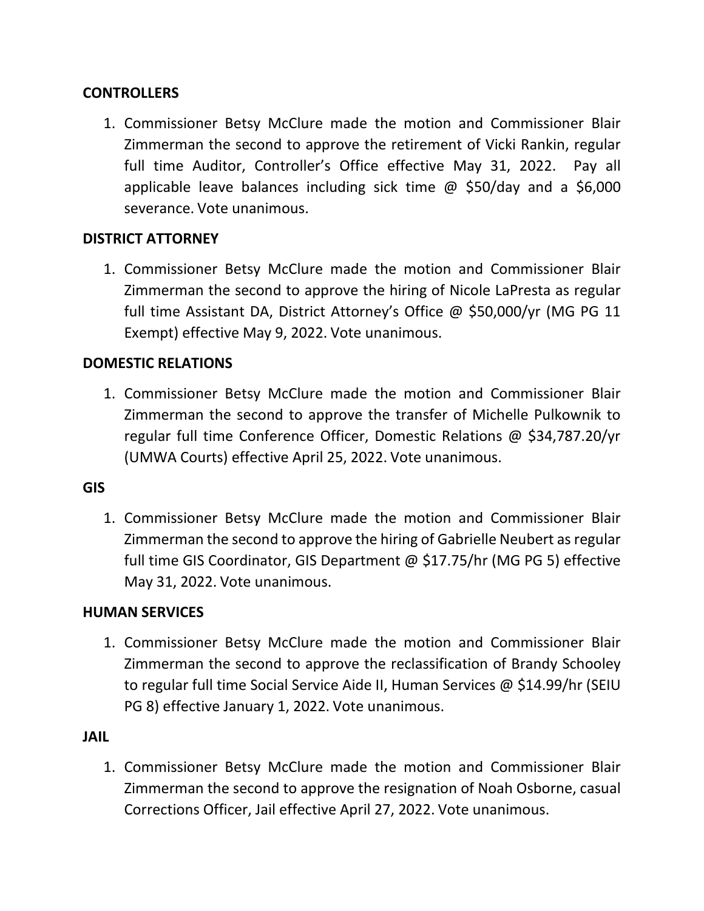**CONTROLLERS**

1. Commissioner Betsy McClure made the motion and Commissioner Blair Zimmerman the second to approve the retirement of Vicki Rankin, regular full time Auditor, Controller's Office effective May 31, 2022. Pay all applicable leave balances including sick time @ $50/day and a $6,000 severance. Vote unanimous.

**DISTRICT ATTORNEY**

1. Commissioner Betsy McClure made the motion and Commissioner Blair Zimmerman the second to approve the hiring of Nicole LaPresta as regular full time Assistant DA, District Attorney's Office @ $50,000/yr (MG PG 11 Exempt) effective May 9, 2022. Vote unanimous.

**DOMESTIC RELATIONS**

1. Commissioner Betsy McClure made the motion and Commissioner Blair Zimmerman the second to approve the transfer of Michelle Pulkownik to regular full time Conference Officer, Domestic Relations @ $34,787.20/yr (UMWA Courts) effective April 25, 2022. Vote unanimous.

**GIS**

1. Commissioner Betsy McClure made the motion and Commissioner Blair Zimmerman the second to approve the hiring of Gabrielle Neubert as regular full time GIS Coordinator, GIS Department @ $17.75/hr (MG PG 5) effective May 31, 2022. Vote unanimous.

**HUMAN SERVICES**

1. Commissioner Betsy McClure made the motion and Commissioner Blair Zimmerman the second to approve the reclassification of Brandy Schooley to regular full time Social Service Aide II, Human Services @ $14.99/hr (SEIU PG 8) effective January 1, 2022. Vote unanimous.

**JAIL**

1. Commissioner Betsy McClure made the motion and Commissioner Blair Zimmerman the second to approve the resignation of Noah Osborne, casual Corrections Officer, Jail effective April 27, 2022. Vote unanimous.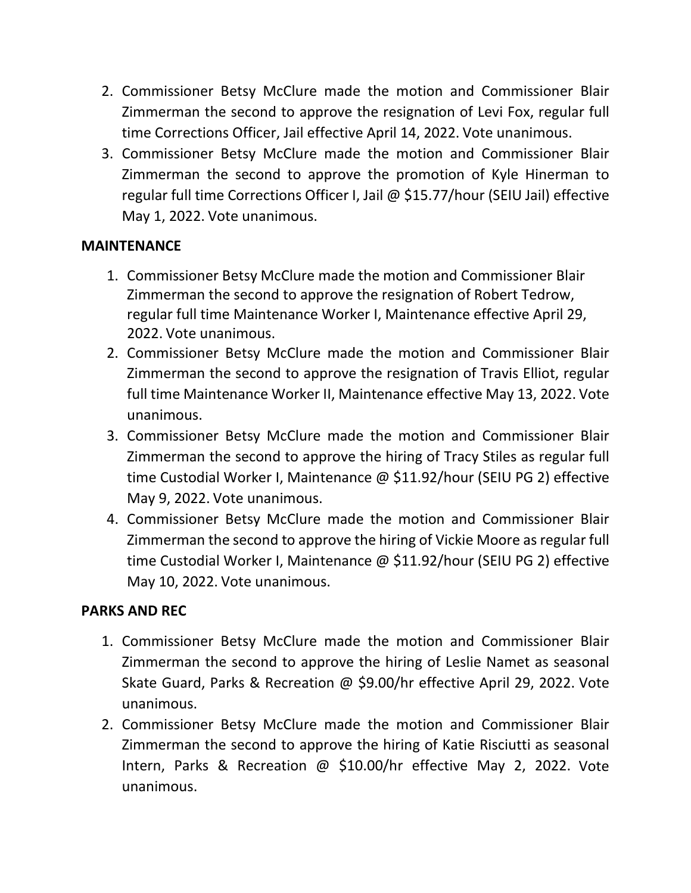2. Commissioner Betsy McClure made the motion and Commissioner Blair Zimmerman the second to approve the resignation of Levi Fox, regular full time Corrections Officer, Jail effective April 14, 2022. Vote unanimous.
3. Commissioner Betsy McClure made the motion and Commissioner Blair Zimmerman the second to approve the promotion of Kyle Hinerman to regular full time Corrections Officer I, Jail @ $15.77/hour (SEIU Jail) effective May 1, 2022. Vote unanimous.

**MAINTENANCE**

1. Commissioner Betsy McClure made the motion and Commissioner Blair Zimmerman the second to approve the resignation of Robert Tedrow, regular full time Maintenance Worker I, Maintenance effective April 29, 2022. Vote unanimous.
2. Commissioner Betsy McClure made the motion and Commissioner Blair Zimmerman the second to approve the resignation of Travis Elliot, regular full time Maintenance Worker II, Maintenance effective May 13, 2022. Vote unanimous.
3. Commissioner Betsy McClure made the motion and Commissioner Blair Zimmerman the second to approve the hiring of Tracy Stiles as regular full time Custodial Worker I, Maintenance @ $11.92/hour (SEIU PG 2) effective May 9, 2022. Vote unanimous.
4. Commissioner Betsy McClure made the motion and Commissioner Blair Zimmerman the second to approve the hiring of Vickie Moore as regular full time Custodial Worker I, Maintenance @ $11.92/hour (SEIU PG 2) effective May 10, 2022. Vote unanimous.

**PARKS AND REC**

1. Commissioner Betsy McClure made the motion and Commissioner Blair Zimmerman the second to approve the hiring of Leslie Namet as seasonal Skate Guard, Parks & Recreation @ $9.00/hr effective April 29, 2022. Vote unanimous.
2. Commissioner Betsy McClure made the motion and Commissioner Blair Zimmerman the second to approve the hiring of Katie Risciutti as seasonal Intern, Parks & Recreation @ $10.00/hr effective May 2, 2022. Vote unanimous.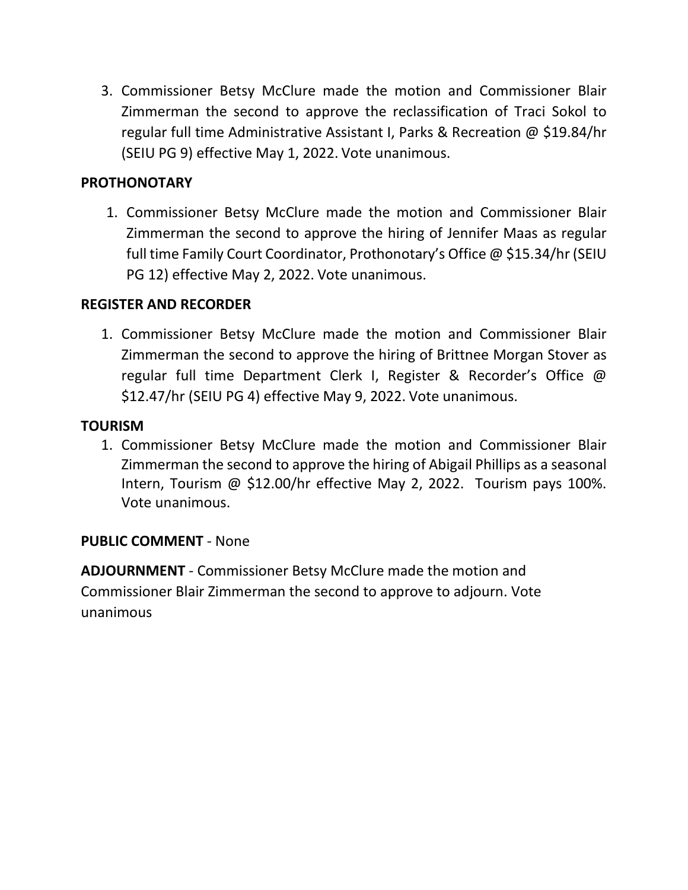3. Commissioner Betsy McClure made the motion and Commissioner Blair Zimmerman the second to approve the reclassification of Traci Sokol to regular full time Administrative Assistant I, Parks & Recreation @ $19.84/hr (SEIU PG 9) effective May 1, 2022. Vote unanimous.

**PROTHONOTARY**

1. Commissioner Betsy McClure made the motion and Commissioner Blair Zimmerman the second to approve the hiring of Jennifer Maas as regular full time Family Court Coordinator, Prothonotary's Office @ $15.34/hr (SEIU PG 12) effective May 2, 2022. Vote unanimous.

**REGISTER AND RECORDER**

1. Commissioner Betsy McClure made the motion and Commissioner Blair Zimmerman the second to approve the hiring of Brittnee Morgan Stover as regular full time Department Clerk I, Register & Recorder's Office @ $12.47/hr (SEIU PG 4) effective May 9, 2022. Vote unanimous.

**TOURISM**

1. Commissioner Betsy McClure made the motion and Commissioner Blair Zimmerman the second to approve the hiring of Abigail Phillips as a seasonal Intern, Tourism @ $12.00/hr effective May 2, 2022. Tourism pays 100%. Vote unanimous.

**PUBLIC COMMENT** - None

**ADJOURNMENT** - Commissioner Betsy McClure made the motion and Commissioner Blair Zimmerman the second to approve to adjourn. Vote unanimous